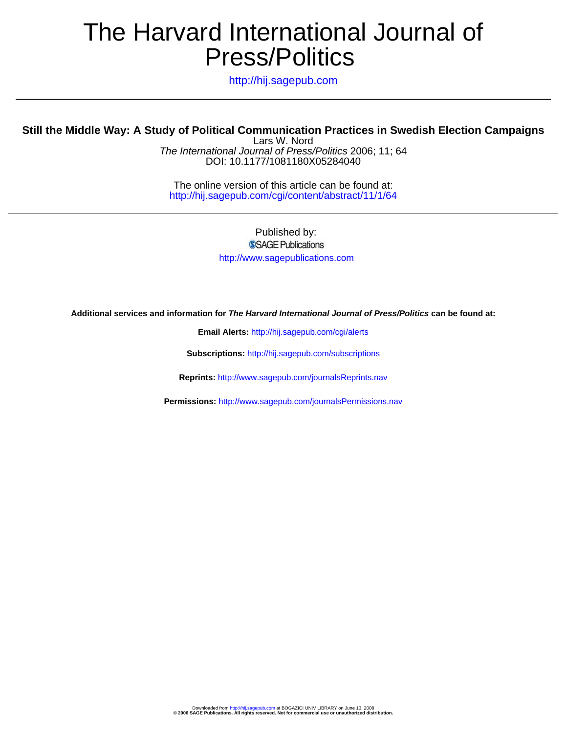# The Harvard International Journal of Press/Politics

http://hij.sagepub.com

---

## Still the Middle Way: A Study of Political Communication Practices in Swedish Election Campaigns

Lars W. Nord

*The International Journal of Press/Politics* 2006; 11; 64

DOI: 10.1177/1081180X05284040

The online version of this article can be found at:
http://hij.sagepub.com/cgi/content/abstract/11/1/64

---

Published by:

SAGE Publications

http://www.sagepublications.com

**Additional services and information for *The Harvard International Journal of Press/Politics* can be found at:**

**Email Alerts:** http://hij.sagepub.com/cgi/alerts

**Subscriptions:** http://hij.sagepub.com/subscriptions

**Reprints:** http://www.sagepub.com/journalsReprints.nav

**Permissions:** http://www.sagepub.com/journalsPermissions.nav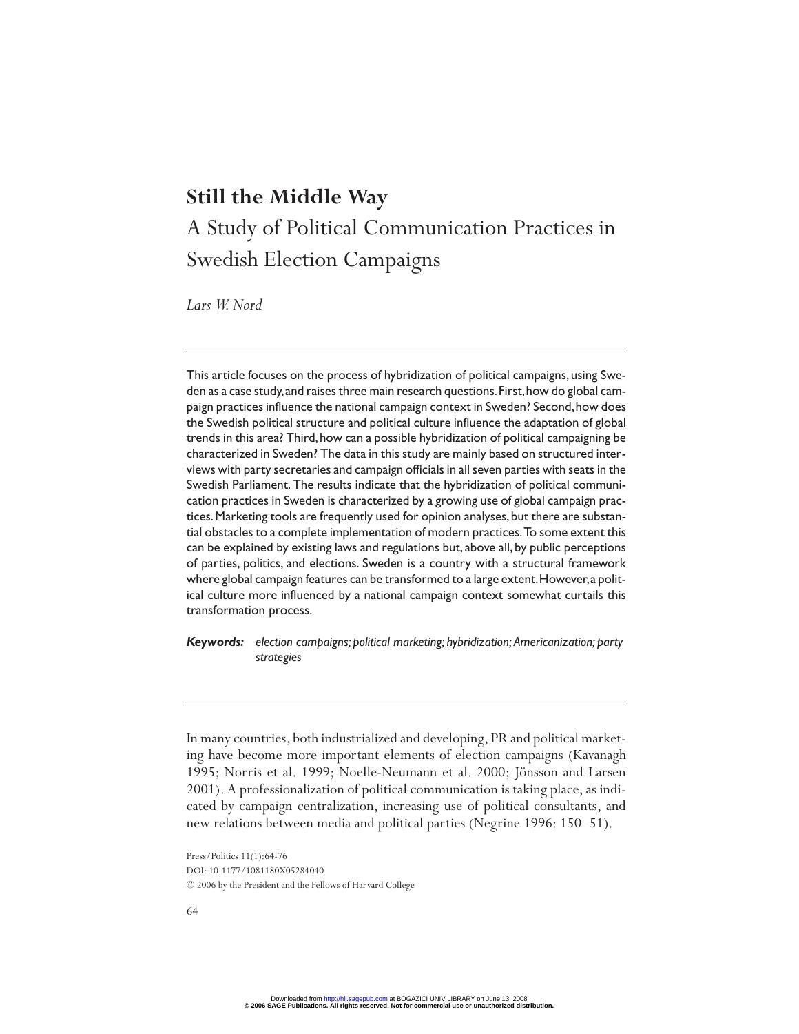# Still the Middle Way

## A Study of Political Communication Practices in Swedish Election Campaigns

*Lars W. Nord*

---

This article focuses on the process of hybridization of political campaigns, using Sweden as a case study, and raises three main research questions. First, how do global campaign practices influence the national campaign context in Sweden? Second, how does the Swedish political structure and political culture influence the adaptation of global trends in this area? Third, how can a possible hybridization of political campaigning be characterized in Sweden? The data in this study are mainly based on structured interviews with party secretaries and campaign officials in all seven parties with seats in the Swedish Parliament. The results indicate that the hybridization of political communication practices in Sweden is characterized by a growing use of global campaign practices. Marketing tools are frequently used for opinion analyses, but there are substantial obstacles to a complete implementation of modern practices. To some extent this can be explained by existing laws and regulations but, above all, by public perceptions of parties, politics, and elections. Sweden is a country with a structural framework where global campaign features can be transformed to a large extent. However, a political culture more influenced by a national campaign context somewhat curtails this transformation process.

***Keywords:*** *election campaigns; political marketing; hybridization; Americanization; party strategies*

---

In many countries, both industrialized and developing, PR and political marketing have become more important elements of election campaigns (Kavanagh 1995; Norris et al. 1999; Noelle-Neumann et al. 2000; Jönsson and Larsen 2001). A professionalization of political communication is taking place, as indicated by campaign centralization, increasing use of political consultants, and new relations between media and political parties (Negrine 1996: 150–51).

Press/Politics 11(1):64-76
DOI: 10.1177/1081180X05284040
© 2006 by the President and the Fellows of Harvard College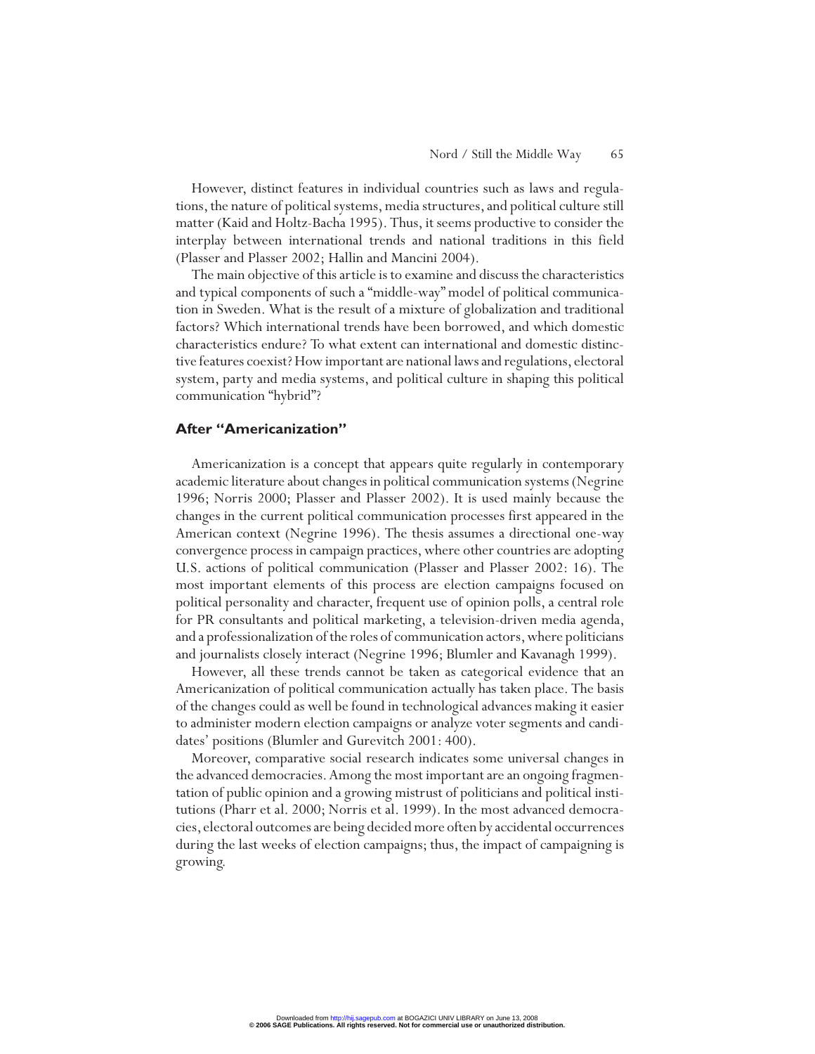However, distinct features in individual countries such as laws and regulations, the nature of political systems, media structures, and political culture still matter (Kaid and Holtz-Bacha 1995). Thus, it seems productive to consider the interplay between international trends and national traditions in this field (Plasser and Plasser 2002; Hallin and Mancini 2004).

The main objective of this article is to examine and discuss the characteristics and typical components of such a "middle-way" model of political communication in Sweden. What is the result of a mixture of globalization and traditional factors? Which international trends have been borrowed, and which domestic characteristics endure? To what extent can international and domestic distinctive features coexist? How important are national laws and regulations, electoral system, party and media systems, and political culture in shaping this political communication "hybrid"?

## After "Americanization"

Americanization is a concept that appears quite regularly in contemporary academic literature about changes in political communication systems (Negrine 1996; Norris 2000; Plasser and Plasser 2002). It is used mainly because the changes in the current political communication processes first appeared in the American context (Negrine 1996). The thesis assumes a directional one-way convergence process in campaign practices, where other countries are adopting U.S. actions of political communication (Plasser and Plasser 2002: 16). The most important elements of this process are election campaigns focused on political personality and character, frequent use of opinion polls, a central role for PR consultants and political marketing, a television-driven media agenda, and a professionalization of the roles of communication actors, where politicians and journalists closely interact (Negrine 1996; Blumler and Kavanagh 1999).

However, all these trends cannot be taken as categorical evidence that an Americanization of political communication actually has taken place. The basis of the changes could as well be found in technological advances making it easier to administer modern election campaigns or analyze voter segments and candidates' positions (Blumler and Gurevitch 2001: 400).

Moreover, comparative social research indicates some universal changes in the advanced democracies. Among the most important are an ongoing fragmentation of public opinion and a growing mistrust of politicians and political institutions (Pharr et al. 2000; Norris et al. 1999). In the most advanced democracies, electoral outcomes are being decided more often by accidental occurrences during the last weeks of election campaigns; thus, the impact of campaigning is growing.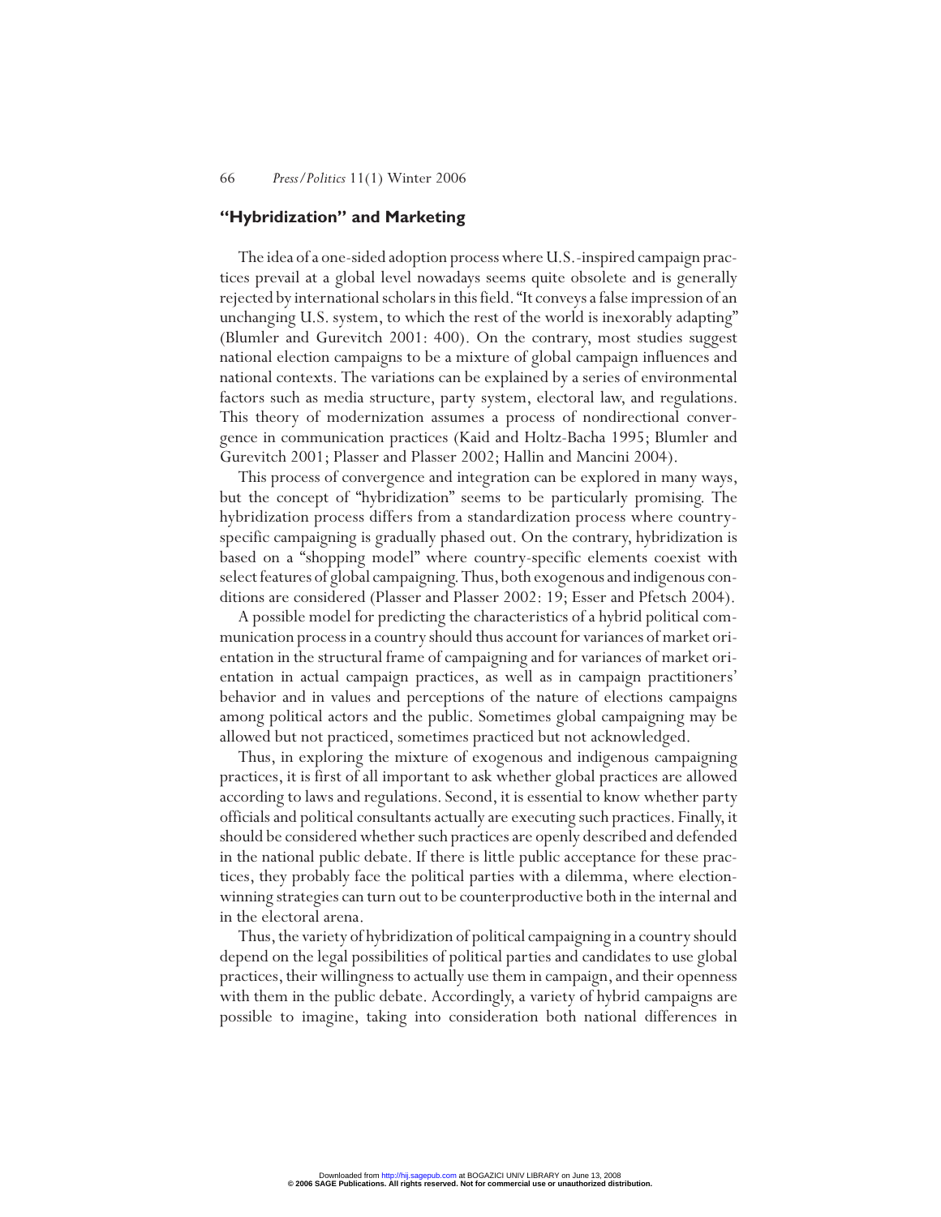## "Hybridization" and Marketing

The idea of a one-sided adoption process where U.S.-inspired campaign practices prevail at a global level nowadays seems quite obsolete and is generally rejected by international scholars in this field. "It conveys a false impression of an unchanging U.S. system, to which the rest of the world is inexorably adapting" (Blumler and Gurevitch 2001: 400). On the contrary, most studies suggest national election campaigns to be a mixture of global campaign influences and national contexts. The variations can be explained by a series of environmental factors such as media structure, party system, electoral law, and regulations. This theory of modernization assumes a process of nondirectional convergence in communication practices (Kaid and Holtz-Bacha 1995; Blumler and Gurevitch 2001; Plasser and Plasser 2002; Hallin and Mancini 2004).

This process of convergence and integration can be explored in many ways, but the concept of "hybridization" seems to be particularly promising. The hybridization process differs from a standardization process where country-specific campaigning is gradually phased out. On the contrary, hybridization is based on a "shopping model" where country-specific elements coexist with select features of global campaigning. Thus, both exogenous and indigenous conditions are considered (Plasser and Plasser 2002: 19; Esser and Pfetsch 2004).

A possible model for predicting the characteristics of a hybrid political communication process in a country should thus account for variances of market orientation in the structural frame of campaigning and for variances of market orientation in actual campaign practices, as well as in campaign practitioners' behavior and in values and perceptions of the nature of elections campaigns among political actors and the public. Sometimes global campaigning may be allowed but not practiced, sometimes practiced but not acknowledged.

Thus, in exploring the mixture of exogenous and indigenous campaigning practices, it is first of all important to ask whether global practices are allowed according to laws and regulations. Second, it is essential to know whether party officials and political consultants actually are executing such practices. Finally, it should be considered whether such practices are openly described and defended in the national public debate. If there is little public acceptance for these practices, they probably face the political parties with a dilemma, where election-winning strategies can turn out to be counterproductive both in the internal and in the electoral arena.

Thus, the variety of hybridization of political campaigning in a country should depend on the legal possibilities of political parties and candidates to use global practices, their willingness to actually use them in campaign, and their openness with them in the public debate. Accordingly, a variety of hybrid campaigns are possible to imagine, taking into consideration both national differences in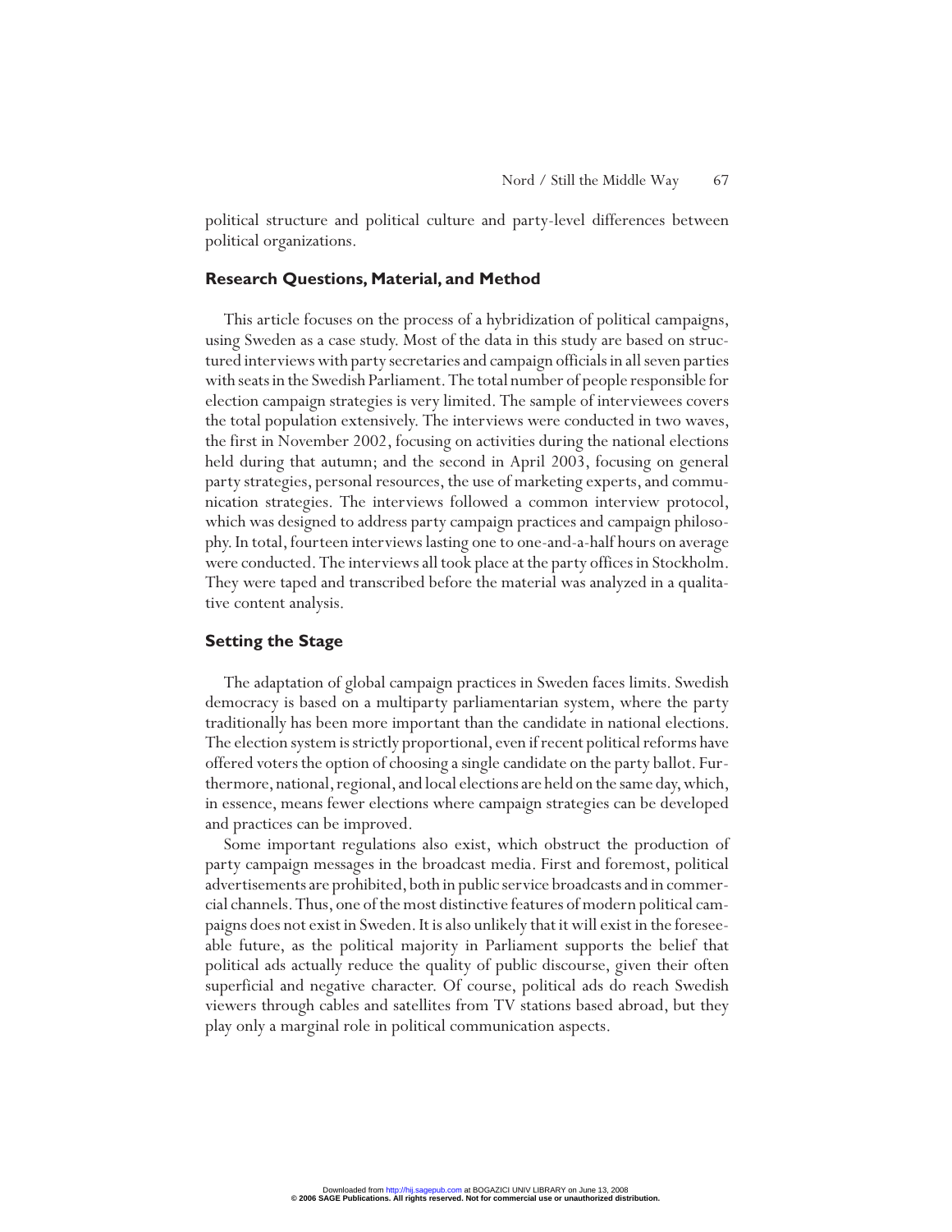political structure and political culture and party-level differences between political organizations.

## Research Questions, Material, and Method

This article focuses on the process of a hybridization of political campaigns, using Sweden as a case study. Most of the data in this study are based on structured interviews with party secretaries and campaign officials in all seven parties with seats in the Swedish Parliament. The total number of people responsible for election campaign strategies is very limited. The sample of interviewees covers the total population extensively. The interviews were conducted in two waves, the first in November 2002, focusing on activities during the national elections held during that autumn; and the second in April 2003, focusing on general party strategies, personal resources, the use of marketing experts, and communication strategies. The interviews followed a common interview protocol, which was designed to address party campaign practices and campaign philosophy. In total, fourteen interviews lasting one to one-and-a-half hours on average were conducted. The interviews all took place at the party offices in Stockholm. They were taped and transcribed before the material was analyzed in a qualitative content analysis.

## Setting the Stage

The adaptation of global campaign practices in Sweden faces limits. Swedish democracy is based on a multiparty parliamentarian system, where the party traditionally has been more important than the candidate in national elections. The election system is strictly proportional, even if recent political reforms have offered voters the option of choosing a single candidate on the party ballot. Furthermore, national, regional, and local elections are held on the same day, which, in essence, means fewer elections where campaign strategies can be developed and practices can be improved.

Some important regulations also exist, which obstruct the production of party campaign messages in the broadcast media. First and foremost, political advertisements are prohibited, both in public service broadcasts and in commercial channels. Thus, one of the most distinctive features of modern political campaigns does not exist in Sweden. It is also unlikely that it will exist in the foreseeable future, as the political majority in Parliament supports the belief that political ads actually reduce the quality of public discourse, given their often superficial and negative character. Of course, political ads do reach Swedish viewers through cables and satellites from TV stations based abroad, but they play only a marginal role in political communication aspects.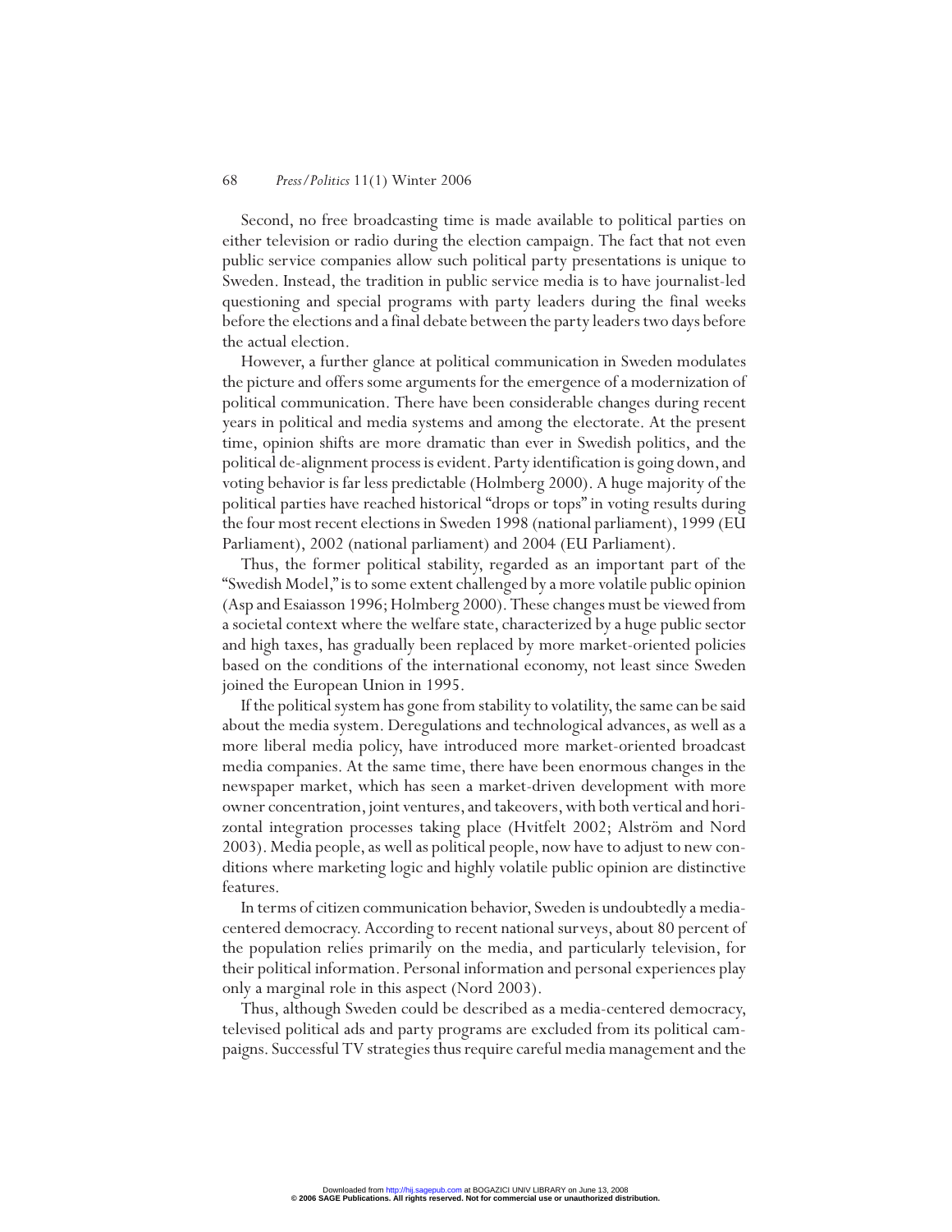Second, no free broadcasting time is made available to political parties on either television or radio during the election campaign. The fact that not even public service companies allow such political party presentations is unique to Sweden. Instead, the tradition in public service media is to have journalist-led questioning and special programs with party leaders during the final weeks before the elections and a final debate between the party leaders two days before the actual election.

However, a further glance at political communication in Sweden modulates the picture and offers some arguments for the emergence of a modernization of political communication. There have been considerable changes during recent years in political and media systems and among the electorate. At the present time, opinion shifts are more dramatic than ever in Swedish politics, and the political de-alignment process is evident. Party identification is going down, and voting behavior is far less predictable (Holmberg 2000). A huge majority of the political parties have reached historical "drops or tops" in voting results during the four most recent elections in Sweden 1998 (national parliament), 1999 (EU Parliament), 2002 (national parliament) and 2004 (EU Parliament).

Thus, the former political stability, regarded as an important part of the "Swedish Model," is to some extent challenged by a more volatile public opinion (Asp and Esaiasson 1996; Holmberg 2000). These changes must be viewed from a societal context where the welfare state, characterized by a huge public sector and high taxes, has gradually been replaced by more market-oriented policies based on the conditions of the international economy, not least since Sweden joined the European Union in 1995.

If the political system has gone from stability to volatility, the same can be said about the media system. Deregulations and technological advances, as well as a more liberal media policy, have introduced more market-oriented broadcast media companies. At the same time, there have been enormous changes in the newspaper market, which has seen a market-driven development with more owner concentration, joint ventures, and takeovers, with both vertical and horizontal integration processes taking place (Hvitfelt 2002; Alström and Nord 2003). Media people, as well as political people, now have to adjust to new conditions where marketing logic and highly volatile public opinion are distinctive features.

In terms of citizen communication behavior, Sweden is undoubtedly a media-centered democracy. According to recent national surveys, about 80 percent of the population relies primarily on the media, and particularly television, for their political information. Personal information and personal experiences play only a marginal role in this aspect (Nord 2003).

Thus, although Sweden could be described as a media-centered democracy, televised political ads and party programs are excluded from its political campaigns. Successful TV strategies thus require careful media management and the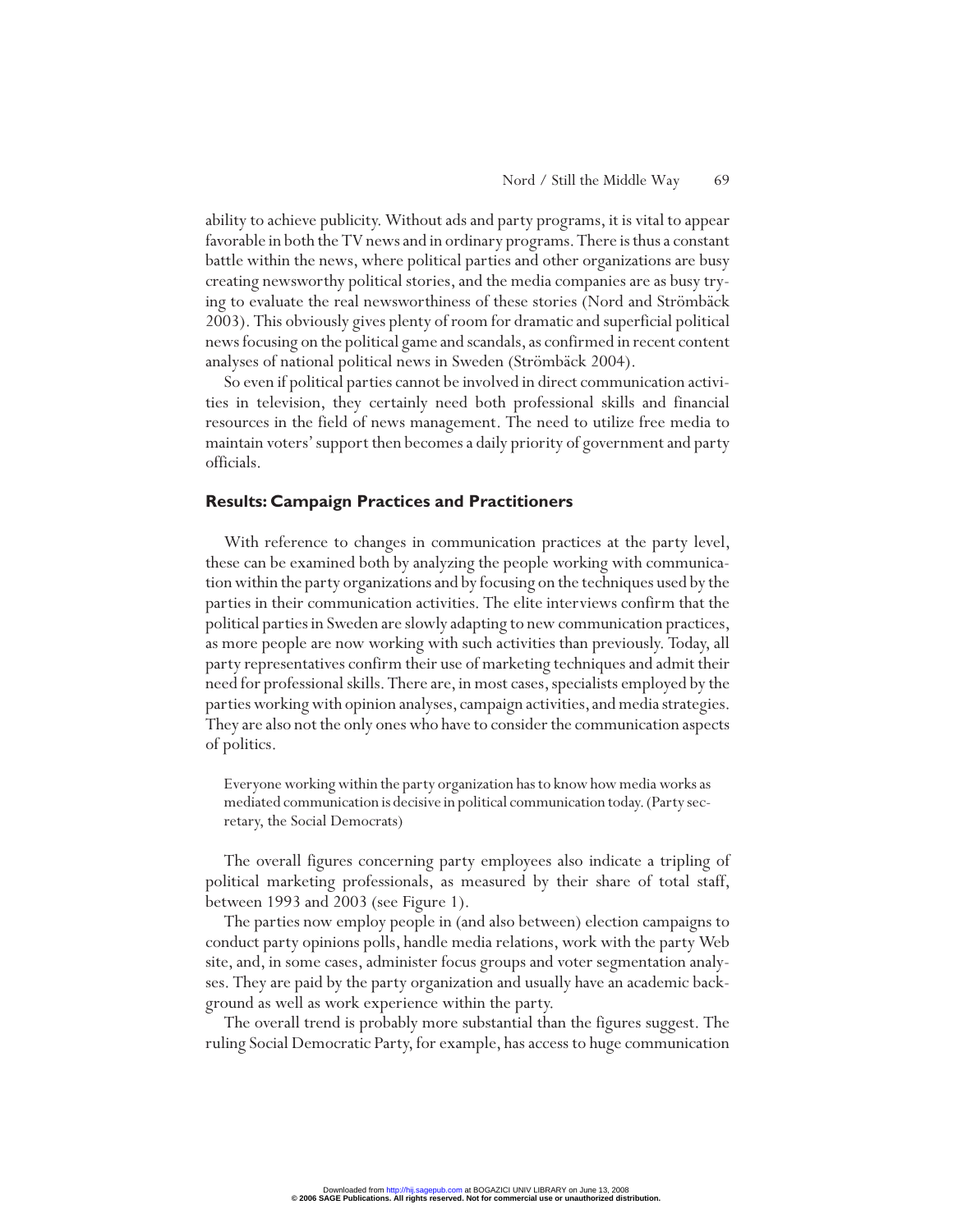ability to achieve publicity. Without ads and party programs, it is vital to appear favorable in both the TV news and in ordinary programs. There is thus a constant battle within the news, where political parties and other organizations are busy creating newsworthy political stories, and the media companies are as busy trying to evaluate the real newsworthiness of these stories (Nord and Strömbäck 2003). This obviously gives plenty of room for dramatic and superficial political news focusing on the political game and scandals, as confirmed in recent content analyses of national political news in Sweden (Strömbäck 2004).

So even if political parties cannot be involved in direct communication activities in television, they certainly need both professional skills and financial resources in the field of news management. The need to utilize free media to maintain voters' support then becomes a daily priority of government and party officials.

## Results: Campaign Practices and Practitioners

With reference to changes in communication practices at the party level, these can be examined both by analyzing the people working with communication within the party organizations and by focusing on the techniques used by the parties in their communication activities. The elite interviews confirm that the political parties in Sweden are slowly adapting to new communication practices, as more people are now working with such activities than previously. Today, all party representatives confirm their use of marketing techniques and admit their need for professional skills. There are, in most cases, specialists employed by the parties working with opinion analyses, campaign activities, and media strategies. They are also not the only ones who have to consider the communication aspects of politics.

> Everyone working within the party organization has to know how media works as mediated communication is decisive in political communication today. (Party secretary, the Social Democrats)

The overall figures concerning party employees also indicate a tripling of political marketing professionals, as measured by their share of total staff, between 1993 and 2003 (see Figure 1).

The parties now employ people in (and also between) election campaigns to conduct party opinions polls, handle media relations, work with the party Web site, and, in some cases, administer focus groups and voter segmentation analyses. They are paid by the party organization and usually have an academic background as well as work experience within the party.

The overall trend is probably more substantial than the figures suggest. The ruling Social Democratic Party, for example, has access to huge communication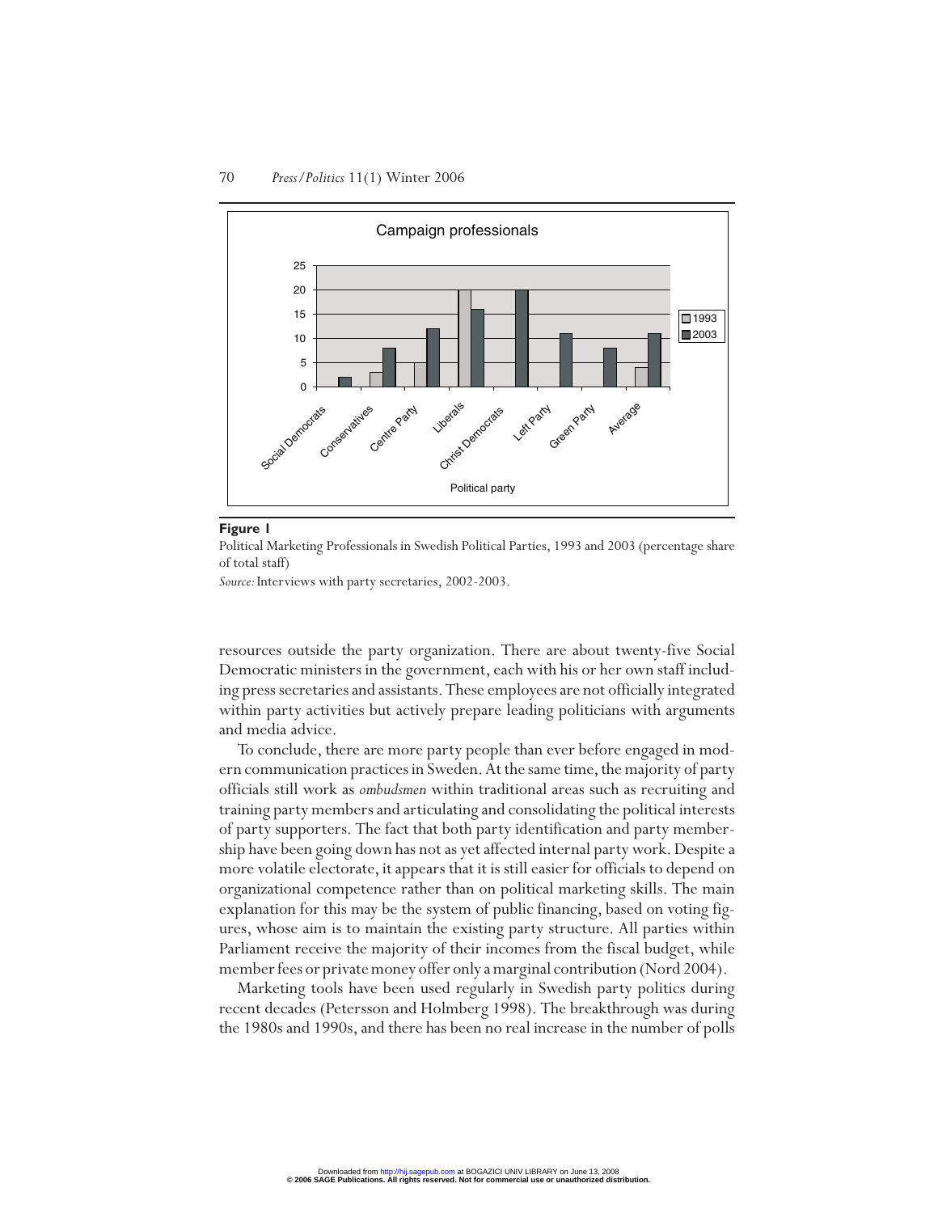**Figure 1**

Political Marketing Professionals in Swedish Political Parties, 1993 and 2003 (percentage share of total staff)

*Source:* Interviews with party secretaries, 2002-2003.

resources outside the party organization. There are about twenty-five Social Democratic ministers in the government, each with his or her own staff including press secretaries and assistants. These employees are not officially integrated within party activities but actively prepare leading politicians with arguments and media advice.

To conclude, there are more party people than ever before engaged in modern communication practices in Sweden. At the same time, the majority of party officials still work as *ombudsmen* within traditional areas such as recruiting and training party members and articulating and consolidating the political interests of party supporters. The fact that both party identification and party membership have been going down has not as yet affected internal party work. Despite a more volatile electorate, it appears that it is still easier for officials to depend on organizational competence rather than on political marketing skills. The main explanation for this may be the system of public financing, based on voting figures, whose aim is to maintain the existing party structure. All parties within Parliament receive the majority of their incomes from the fiscal budget, while member fees or private money offer only a marginal contribution (Nord 2004).

Marketing tools have been used regularly in Swedish party politics during recent decades (Petersson and Holmberg 1998). The breakthrough was during the 1980s and 1990s, and there has been no real increase in the number of polls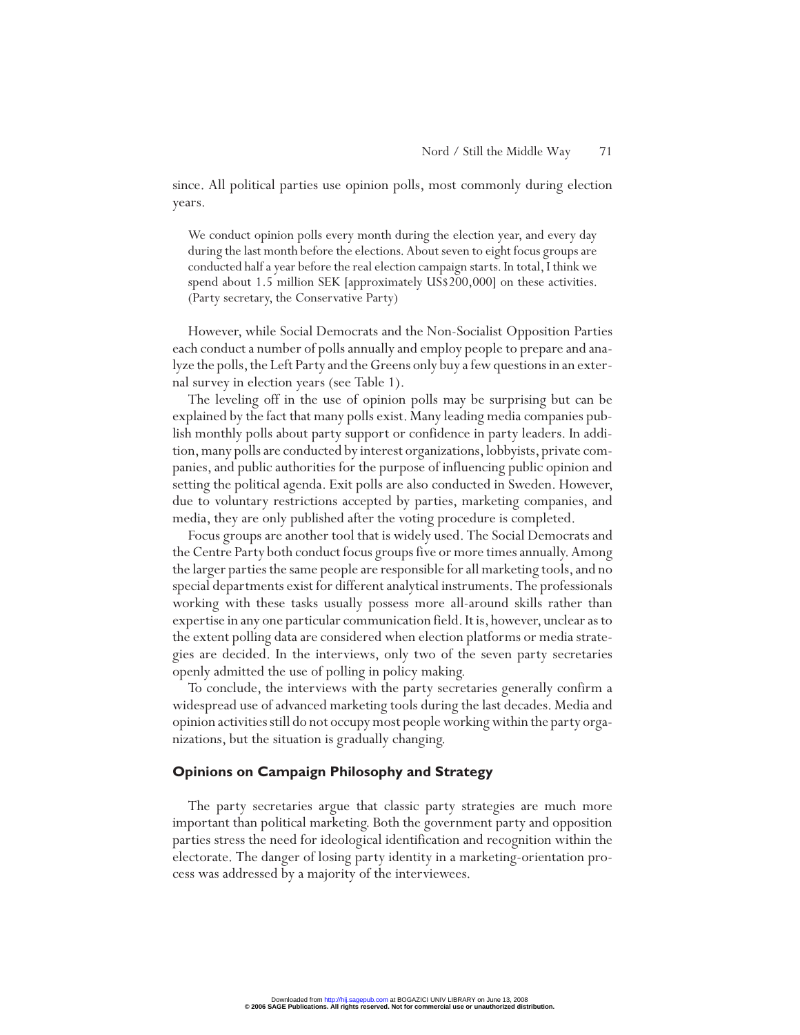since. All political parties use opinion polls, most commonly during election years.

> We conduct opinion polls every month during the election year, and every day during the last month before the elections. About seven to eight focus groups are conducted half a year before the real election campaign starts. In total, I think we spend about 1.5 million SEK [approximately US$200,000] on these activities. (Party secretary, the Conservative Party)

However, while Social Democrats and the Non-Socialist Opposition Parties each conduct a number of polls annually and employ people to prepare and analyze the polls, the Left Party and the Greens only buy a few questions in an external survey in election years (see Table 1).

The leveling off in the use of opinion polls may be surprising but can be explained by the fact that many polls exist. Many leading media companies publish monthly polls about party support or confidence in party leaders. In addition, many polls are conducted by interest organizations, lobbyists, private companies, and public authorities for the purpose of influencing public opinion and setting the political agenda. Exit polls are also conducted in Sweden. However, due to voluntary restrictions accepted by parties, marketing companies, and media, they are only published after the voting procedure is completed.

Focus groups are another tool that is widely used. The Social Democrats and the Centre Party both conduct focus groups five or more times annually. Among the larger parties the same people are responsible for all marketing tools, and no special departments exist for different analytical instruments. The professionals working with these tasks usually possess more all-around skills rather than expertise in any one particular communication field. It is, however, unclear as to the extent polling data are considered when election platforms or media strategies are decided. In the interviews, only two of the seven party secretaries openly admitted the use of polling in policy making.

To conclude, the interviews with the party secretaries generally confirm a widespread use of advanced marketing tools during the last decades. Media and opinion activities still do not occupy most people working within the party organizations, but the situation is gradually changing.

## Opinions on Campaign Philosophy and Strategy

The party secretaries argue that classic party strategies are much more important than political marketing. Both the government party and opposition parties stress the need for ideological identification and recognition within the electorate. The danger of losing party identity in a marketing-orientation process was addressed by a majority of the interviewees.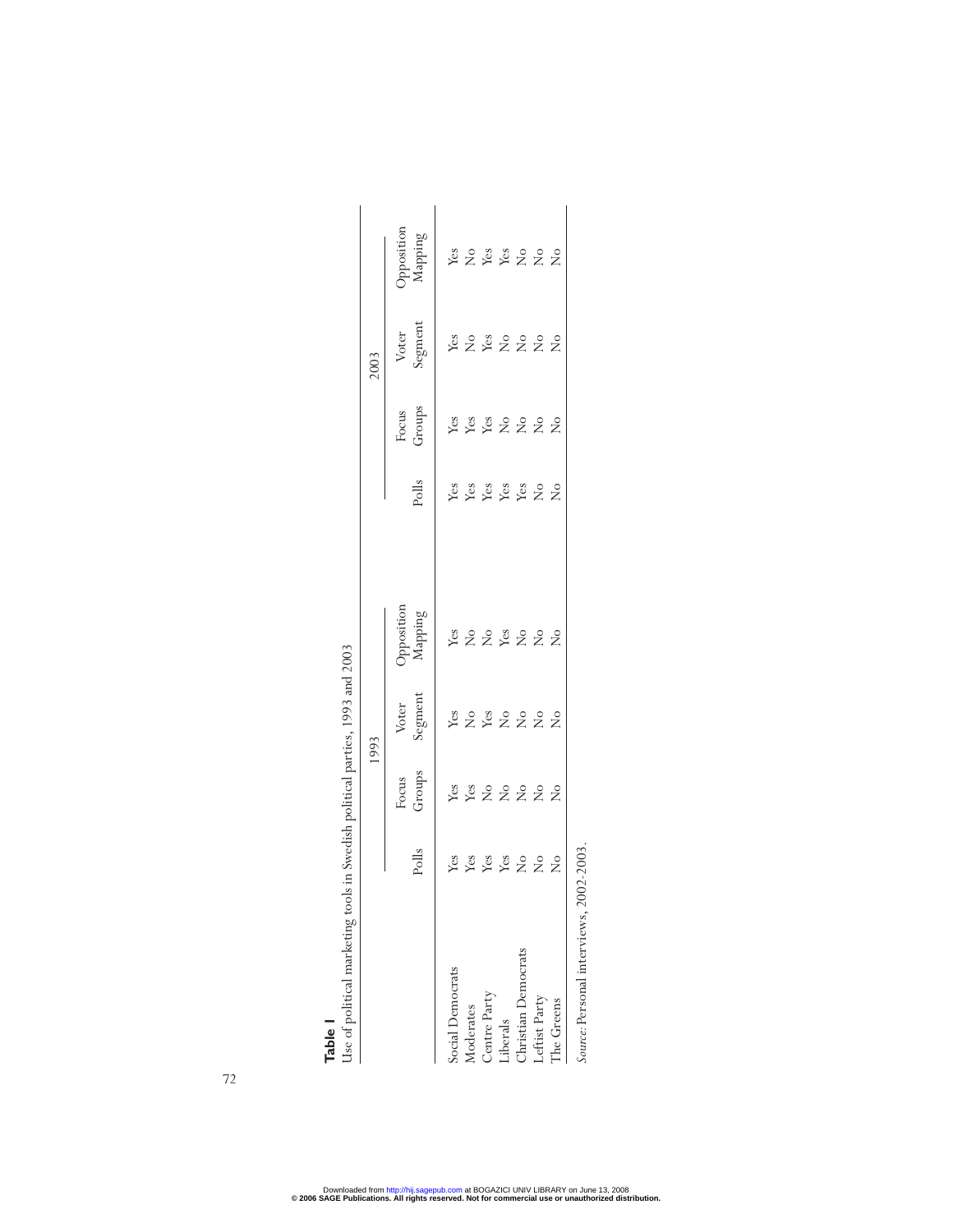**Table 1**

Use of political marketing tools in Swedish political parties, 1993 and 2003

| | 1993 | | | | 2003 | | | |
|---|---|---|---|---|---|---|---|---|
| | Polls | Focus Groups | Voter Segment | Opposition Mapping | Polls | Focus Groups | Voter Segment | Opposition Mapping |
| Social Democrats | Yes | Yes | Yes | Yes | Yes | Yes | Yes | Yes |
| Moderates | Yes | Yes | No | No | Yes | Yes | No | No |
| Centre Party | Yes | No | Yes | No | Yes | Yes | Yes | Yes |
| Liberals | Yes | No | No | Yes | Yes | No | No | Yes |
| Christian Democrats | No | No | No | No | Yes | No | No | No |
| Leftist Party | No | No | No | No | No | No | No | No |
| The Greens | No | No | No | No | No | No | No | No |

*Source:* Personal interviews, 2002-2003.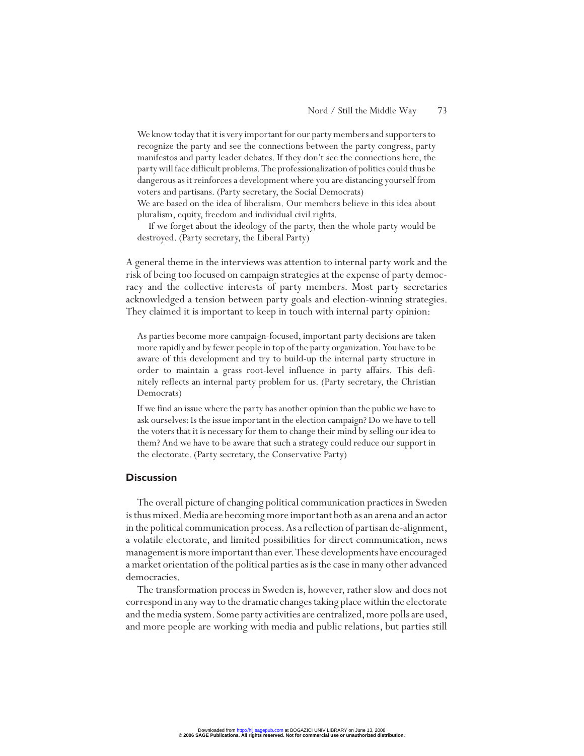> We know today that it is very important for our party members and supporters to recognize the party and see the connections between the party congress, party manifestos and party leader debates. If they don't see the connections here, the party will face difficult problems. The professionalization of politics could thus be dangerous as it reinforces a development where you are distancing yourself from voters and partisans. (Party secretary, the Social Democrats)

> We are based on the idea of liberalism. Our members believe in this idea about pluralism, equity, freedom and individual civil rights.
>
> If we forget about the ideology of the party, then the whole party would be destroyed. (Party secretary, the Liberal Party)

A general theme in the interviews was attention to internal party work and the risk of being too focused on campaign strategies at the expense of party democracy and the collective interests of party members. Most party secretaries acknowledged a tension between party goals and election-winning strategies. They claimed it is important to keep in touch with internal party opinion:

> As parties become more campaign-focused, important party decisions are taken more rapidly and by fewer people in top of the party organization. You have to be aware of this development and try to build-up the internal party structure in order to maintain a grass root-level influence in party affairs. This definitely reflects an internal party problem for us. (Party secretary, the Christian Democrats)

> If we find an issue where the party has another opinion than the public we have to ask ourselves: Is the issue important in the election campaign? Do we have to tell the voters that it is necessary for them to change their mind by selling our idea to them? And we have to be aware that such a strategy could reduce our support in the electorate. (Party secretary, the Conservative Party)

## Discussion

The overall picture of changing political communication practices in Sweden is thus mixed. Media are becoming more important both as an arena and an actor in the political communication process. As a reflection of partisan de-alignment, a volatile electorate, and limited possibilities for direct communication, news management is more important than ever. These developments have encouraged a market orientation of the political parties as is the case in many other advanced democracies.

The transformation process in Sweden is, however, rather slow and does not correspond in any way to the dramatic changes taking place within the electorate and the media system. Some party activities are centralized, more polls are used, and more people are working with media and public relations, but parties still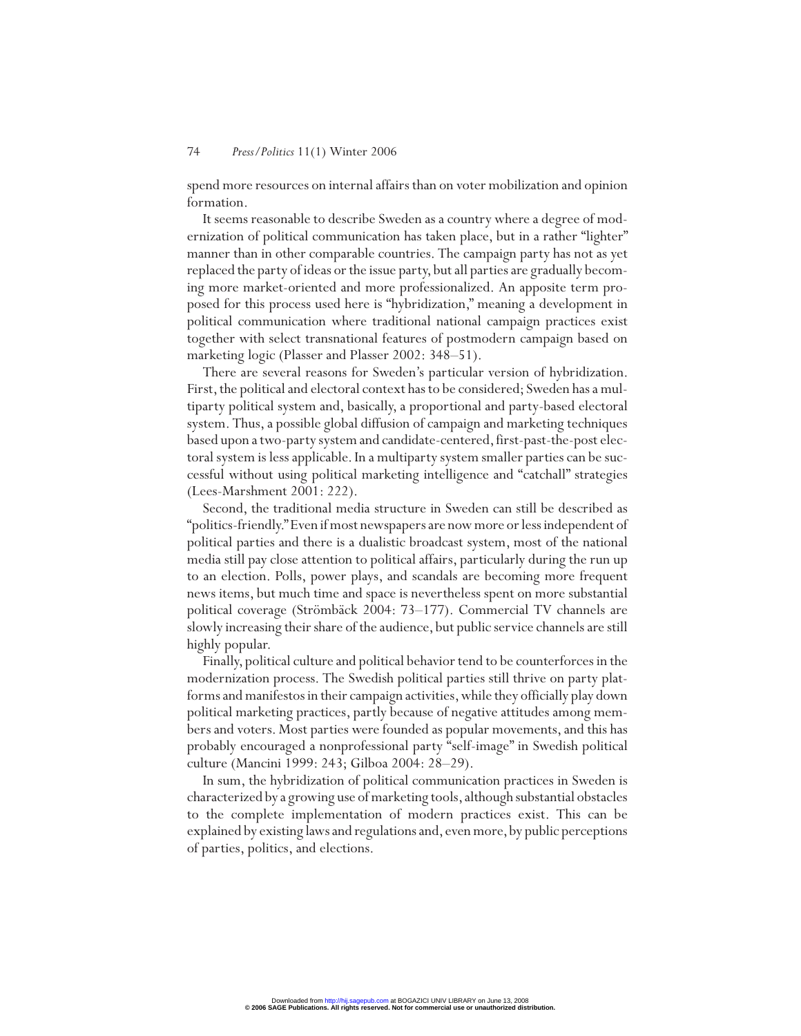spend more resources on internal affairs than on voter mobilization and opinion formation.

It seems reasonable to describe Sweden as a country where a degree of modernization of political communication has taken place, but in a rather "lighter" manner than in other comparable countries. The campaign party has not as yet replaced the party of ideas or the issue party, but all parties are gradually becoming more market-oriented and more professionalized. An apposite term proposed for this process used here is "hybridization," meaning a development in political communication where traditional national campaign practices exist together with select transnational features of postmodern campaign based on marketing logic (Plasser and Plasser 2002: 348–51).

There are several reasons for Sweden's particular version of hybridization. First, the political and electoral context has to be considered; Sweden has a multiparty political system and, basically, a proportional and party-based electoral system. Thus, a possible global diffusion of campaign and marketing techniques based upon a two-party system and candidate-centered, first-past-the-post electoral system is less applicable. In a multiparty system smaller parties can be successful without using political marketing intelligence and "catchall" strategies (Lees-Marshment 2001: 222).

Second, the traditional media structure in Sweden can still be described as "politics-friendly." Even if most newspapers are now more or less independent of political parties and there is a dualistic broadcast system, most of the national media still pay close attention to political affairs, particularly during the run up to an election. Polls, power plays, and scandals are becoming more frequent news items, but much time and space is nevertheless spent on more substantial political coverage (Strömbäck 2004: 73–177). Commercial TV channels are slowly increasing their share of the audience, but public service channels are still highly popular.

Finally, political culture and political behavior tend to be counterforces in the modernization process. The Swedish political parties still thrive on party platforms and manifestos in their campaign activities, while they officially play down political marketing practices, partly because of negative attitudes among members and voters. Most parties were founded as popular movements, and this has probably encouraged a nonprofessional party "self-image" in Swedish political culture (Mancini 1999: 243; Gilboa 2004: 28–29).

In sum, the hybridization of political communication practices in Sweden is characterized by a growing use of marketing tools, although substantial obstacles to the complete implementation of modern practices exist. This can be explained by existing laws and regulations and, even more, by public perceptions of parties, politics, and elections.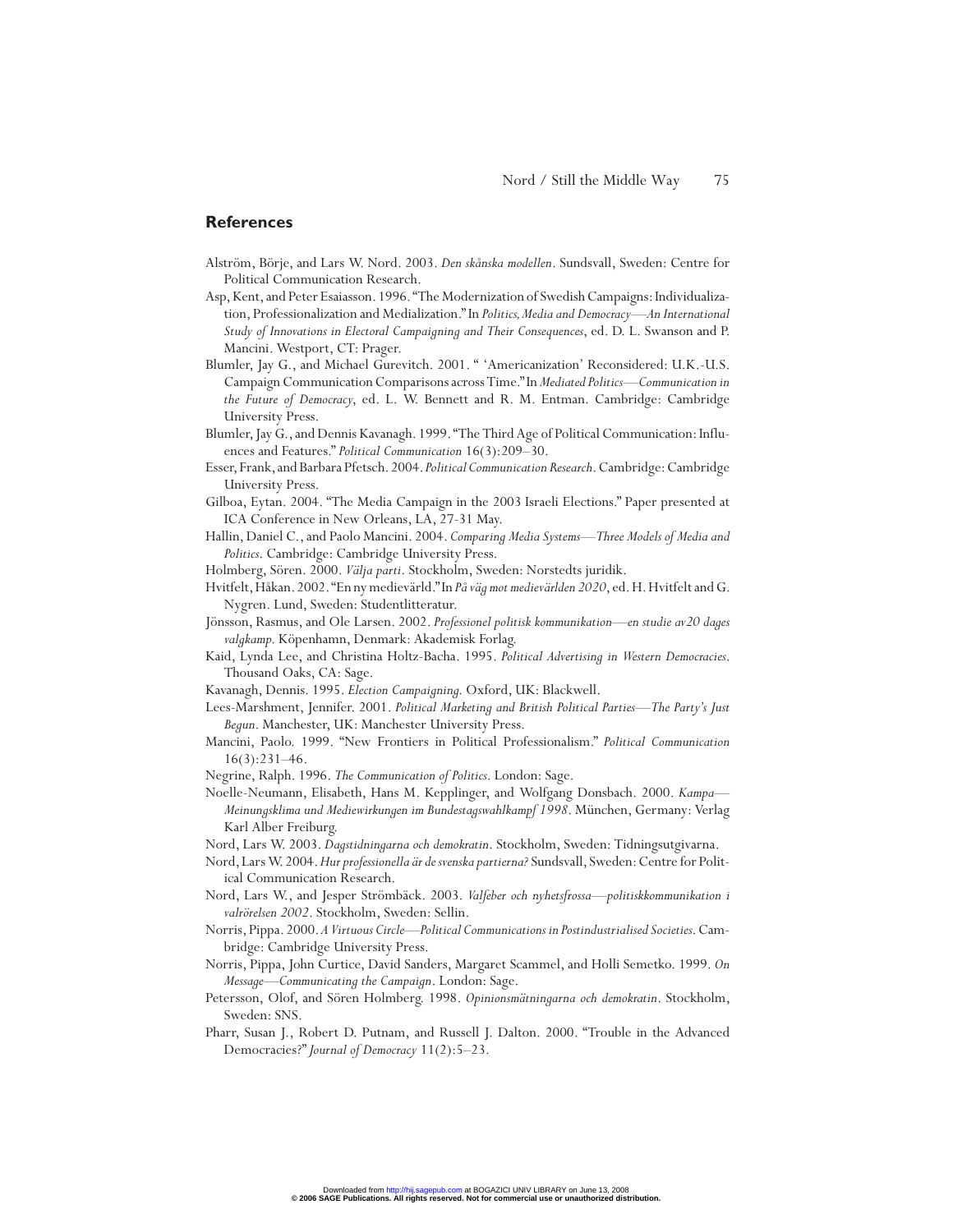## References

Alström, Börje, and Lars W. Nord. 2003. *Den skånska modellen*. Sundsvall, Sweden: Centre for Political Communication Research.

Asp, Kent, and Peter Esaiasson. 1996. "The Modernization of Swedish Campaigns: Individualization, Professionalization and Medialization." In *Politics, Media and Democracy—An International Study of Innovations in Electoral Campaigning and Their Consequences*, ed. D. L. Swanson and P. Mancini. Westport, CT: Prager.

Blumler, Jay G., and Michael Gurevitch. 2001. " 'Americanization' Reconsidered: U.K.-U.S. Campaign Communication Comparisons across Time." In *Mediated Politics—Communication in the Future of Democracy*, ed. L. W. Bennett and R. M. Entman. Cambridge: Cambridge University Press.

Blumler, Jay G., and Dennis Kavanagh. 1999. "The Third Age of Political Communication: Influences and Features." *Political Communication* 16(3):209–30.

Esser, Frank, and Barbara Pfetsch. 2004. *Political Communication Research*. Cambridge: Cambridge University Press.

Gilboa, Eytan. 2004. "The Media Campaign in the 2003 Israeli Elections." Paper presented at ICA Conference in New Orleans, LA, 27-31 May.

Hallin, Daniel C., and Paolo Mancini. 2004. *Comparing Media Systems—Three Models of Media and Politics*. Cambridge: Cambridge University Press.

Holmberg, Sören. 2000. *Välja parti*. Stockholm, Sweden: Norstedts juridik.

Hvitfelt, Håkan. 2002. "En ny medievärld." In *På väg mot medievärlden 2020*, ed. H. Hvitfelt and G. Nygren. Lund, Sweden: Studentlitteratur.

Jönsson, Rasmus, and Ole Larsen. 2002. *Professionel politisk kommunikation—en studie av20 dages valgkamp*. Köpenhamn, Denmark: Akademisk Forlag.

Kaid, Lynda Lee, and Christina Holtz-Bacha. 1995. *Political Advertising in Western Democracies*. Thousand Oaks, CA: Sage.

Kavanagh, Dennis. 1995. *Election Campaigning*. Oxford, UK: Blackwell.

Lees-Marshment, Jennifer. 2001. *Political Marketing and British Political Parties—The Party's Just Begun*. Manchester, UK: Manchester University Press.

Mancini, Paolo. 1999. "New Frontiers in Political Professionalism." *Political Communication* 16(3):231–46.

Negrine, Ralph. 1996. *The Communication of Politics*. London: Sage.

Noelle-Neumann, Elisabeth, Hans M. Kepplinger, and Wolfgang Donsbach. 2000. *Kampa—Meinungsklima und Mediewirkungen im Bundestagswahlkampf 1998*. München, Germany: Verlag Karl Alber Freiburg.

Nord, Lars W. 2003. *Dagstidningarna och demokratin*. Stockholm, Sweden: Tidningsutgivarna.

Nord, Lars W. 2004. *Hur professionella är de svenska partierna?* Sundsvall, Sweden: Centre for Political Communication Research.

Nord, Lars W., and Jesper Strömbäck. 2003. *Valfeber och nyhetsfrossa—politiskkommunikation i valrörelsen 2002*. Stockholm, Sweden: Sellin.

Norris, Pippa. 2000. *A Virtuous Circle—Political Communications in Postindustrialised Societies*. Cambridge: Cambridge University Press.

Norris, Pippa, John Curtice, David Sanders, Margaret Scammel, and Holli Semetko. 1999. *On Message—Communicating the Campaign*. London: Sage.

Petersson, Olof, and Sören Holmberg. 1998. *Opinionsmätningarna och demokratin*. Stockholm, Sweden: SNS.

Pharr, Susan J., Robert D. Putnam, and Russell J. Dalton. 2000. "Trouble in the Advanced Democracies?" *Journal of Democracy* 11(2):5–23.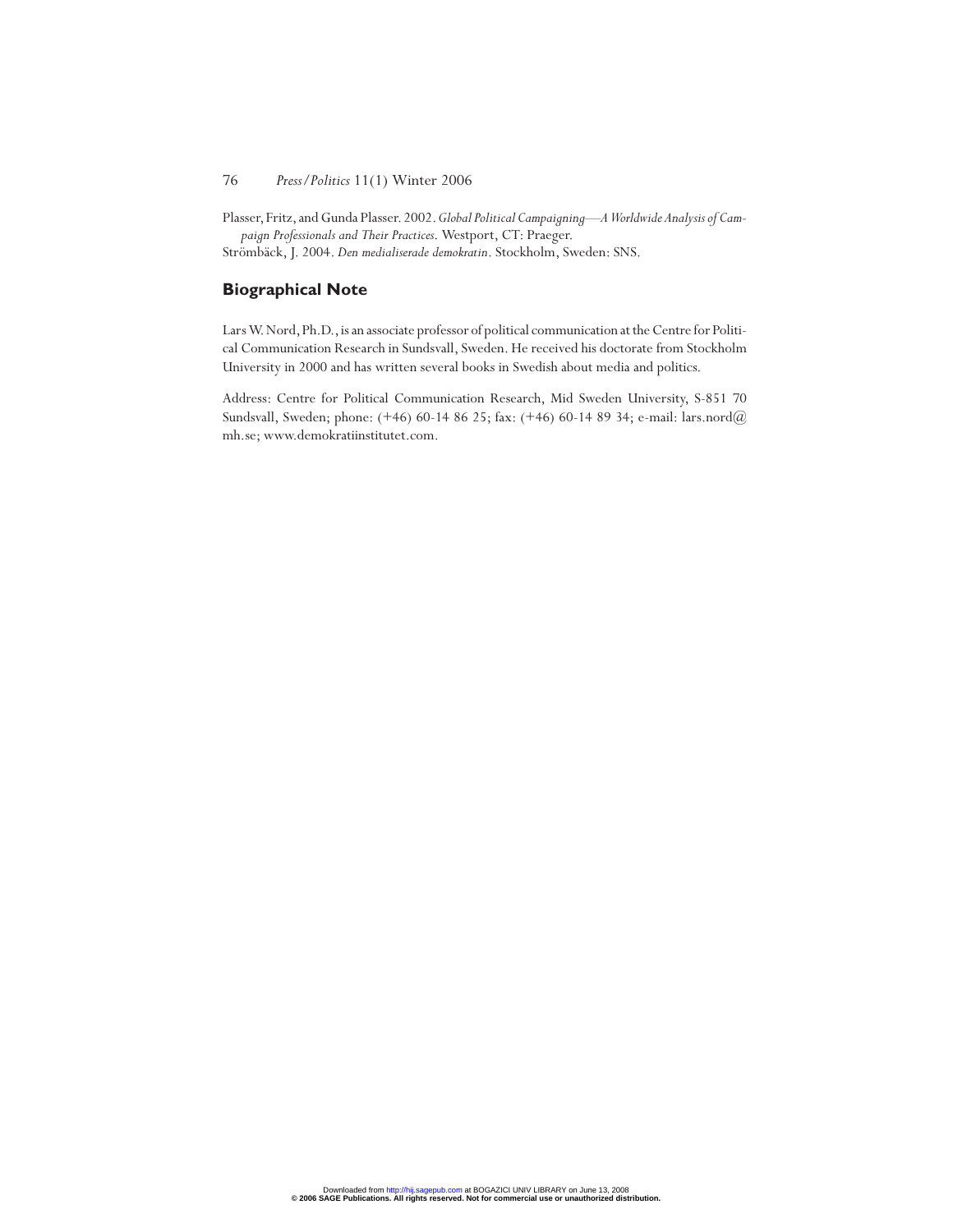Plasser, Fritz, and Gunda Plasser. 2002. *Global Political Campaigning—A Worldwide Analysis of Campaign Professionals and Their Practices*. Westport, CT: Praeger.

Strömbäck, J. 2004. *Den medialiserade demokratin*. Stockholm, Sweden: SNS.

## Biographical Note

Lars W. Nord, Ph.D., is an associate professor of political communication at the Centre for Political Communication Research in Sundsvall, Sweden. He received his doctorate from Stockholm University in 2000 and has written several books in Swedish about media and politics.

Address: Centre for Political Communication Research, Mid Sweden University, S-851 70 Sundsvall, Sweden; phone: (+46) 60-14 86 25; fax: (+46) 60-14 89 34; e-mail: lars.nord@mh.se; www.demokratiinstitutet.com.